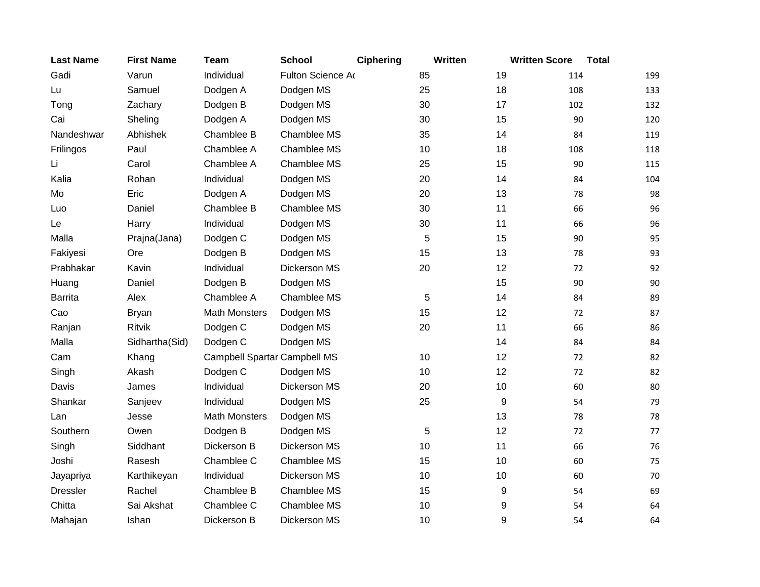| Last Name | First Name | Team | School | Ciphering | Written | Written Score | Total |
|---|---|---|---|---|---|---|---|
| Gadi | Varun | Individual | Fulton Science Ac | 85 | 19 | 114 | 199 |
| Lu | Samuel | Dodgen A | Dodgen MS | 25 | 18 | 108 | 133 |
| Tong | Zachary | Dodgen B | Dodgen MS | 30 | 17 | 102 | 132 |
| Cai | Sheling | Dodgen A | Dodgen MS | 30 | 15 | 90 | 120 |
| Nandeshwar | Abhishek | Chamblee B | Chamblee MS | 35 | 14 | 84 | 119 |
| Frilingos | Paul | Chamblee A | Chamblee MS | 10 | 18 | 108 | 118 |
| Li | Carol | Chamblee A | Chamblee MS | 25 | 15 | 90 | 115 |
| Kalia | Rohan | Individual | Dodgen MS | 20 | 14 | 84 | 104 |
| Mo | Eric | Dodgen A | Dodgen MS | 20 | 13 | 78 | 98 |
| Luo | Daniel | Chamblee B | Chamblee MS | 30 | 11 | 66 | 96 |
| Le | Harry | Individual | Dodgen MS | 30 | 11 | 66 | 96 |
| Malla | Prajna(Jana) | Dodgen C | Dodgen MS | 5 | 15 | 90 | 95 |
| Fakiyesi | Ore | Dodgen B | Dodgen MS | 15 | 13 | 78 | 93 |
| Prabhakar | Kavin | Individual | Dickerson MS | 20 | 12 | 72 | 92 |
| Huang | Daniel | Dodgen B | Dodgen MS | | 15 | 90 | 90 |
| Barrita | Alex | Chamblee A | Chamblee MS | 5 | 14 | 84 | 89 |
| Cao | Bryan | Math Monsters | Dodgen MS | 15 | 12 | 72 | 87 |
| Ranjan | Ritvik | Dodgen C | Dodgen MS | 20 | 11 | 66 | 86 |
| Malla | Sidhartha(Sid) | Dodgen C | Dodgen MS | | 14 | 84 | 84 |
| Cam | Khang | Campbell Spartar | Campbell MS | 10 | 12 | 72 | 82 |
| Singh | Akash | Dodgen C | Dodgen MS | 10 | 12 | 72 | 82 |
| Davis | James | Individual | Dickerson MS | 20 | 10 | 60 | 80 |
| Shankar | Sanjeev | Individual | Dodgen MS | 25 | 9 | 54 | 79 |
| Lan | Jesse | Math Monsters | Dodgen MS | | 13 | 78 | 78 |
| Southern | Owen | Dodgen B | Dodgen MS | 5 | 12 | 72 | 77 |
| Singh | Siddhant | Dickerson B | Dickerson MS | 10 | 11 | 66 | 76 |
| Joshi | Rasesh | Chamblee C | Chamblee MS | 15 | 10 | 60 | 75 |
| Jayapriya | Karthikeyan | Individual | Dickerson MS | 10 | 10 | 60 | 70 |
| Dressler | Rachel | Chamblee B | Chamblee MS | 15 | 9 | 54 | 69 |
| Chitta | Sai Akshat | Chamblee C | Chamblee MS | 10 | 9 | 54 | 64 |
| Mahajan | Ishan | Dickerson B | Dickerson MS | 10 | 9 | 54 | 64 |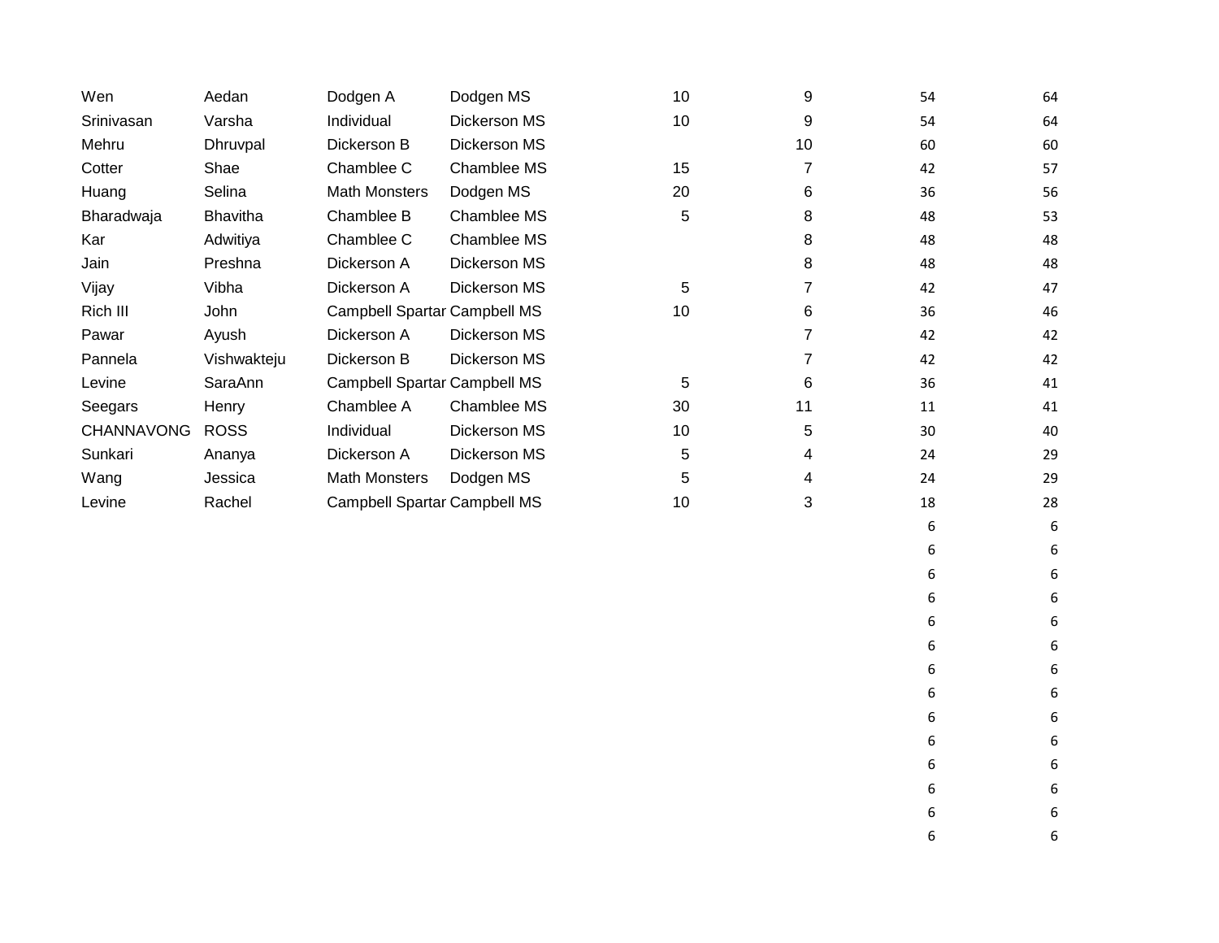| | | | | | | | |
|---|---|---|---|---|---|---|---|
| Wen | Aedan | Dodgen A | Dodgen MS | 10 | 9 | 54 | 64 |
| Srinivasan | Varsha | Individual | Dickerson MS | 10 | 9 | 54 | 64 |
| Mehru | Dhruvpal | Dickerson B | Dickerson MS | | 10 | 60 | 60 |
| Cotter | Shae | Chamblee C | Chamblee MS | 15 | 7 | 42 | 57 |
| Huang | Selina | Math Monsters | Dodgen MS | 20 | 6 | 36 | 56 |
| Bharadwaja | Bhavitha | Chamblee B | Chamblee MS | 5 | 8 | 48 | 53 |
| Kar | Adwitiya | Chamblee C | Chamblee MS | | 8 | 48 | 48 |
| Jain | Preshna | Dickerson A | Dickerson MS | | 8 | 48 | 48 |
| Vijay | Vibha | Dickerson A | Dickerson MS | 5 | 7 | 42 | 47 |
| Rich III | John | Campbell Spartar | Campbell MS | 10 | 6 | 36 | 46 |
| Pawar | Ayush | Dickerson A | Dickerson MS | | 7 | 42 | 42 |
| Pannela | Vishwakteju | Dickerson B | Dickerson MS | | 7 | 42 | 42 |
| Levine | SaraAnn | Campbell Spartar | Campbell MS | 5 | 6 | 36 | 41 |
| Seegars | Henry | Chamblee A | Chamblee MS | 30 | 11 | 11 | 41 |
| CHANNAVONG | ROSS | Individual | Dickerson MS | 10 | 5 | 30 | 40 |
| Sunkari | Ananya | Dickerson A | Dickerson MS | 5 | 4 | 24 | 29 |
| Wang | Jessica | Math Monsters | Dodgen MS | 5 | 4 | 24 | 29 |
| Levine | Rachel | Campbell Spartar | Campbell MS | 10 | 3 | 18 | 28 |
| | | | | | | 6 | 6 |
| | | | | | | 6 | 6 |
| | | | | | | 6 | 6 |
| | | | | | | 6 | 6 |
| | | | | | | 6 | 6 |
| | | | | | | 6 | 6 |
| | | | | | | 6 | 6 |
| | | | | | | 6 | 6 |
| | | | | | | 6 | 6 |
| | | | | | | 6 | 6 |
| | | | | | | 6 | 6 |
| | | | | | | 6 | 6 |
| | | | | | | 6 | 6 |
| | | | | | | 6 | 6 |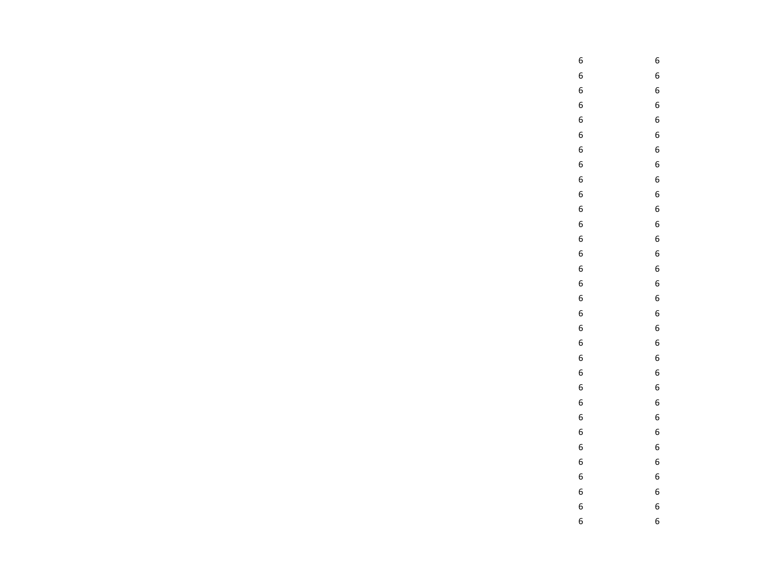| | |
|---|---|
| 6 | 6 |
| 6 | 6 |
| 6 | 6 |
| 6 | 6 |
| 6 | 6 |
| 6 | 6 |
| 6 | 6 |
| 6 | 6 |
| 6 | 6 |
| 6 | 6 |
| 6 | 6 |
| 6 | 6 |
| 6 | 6 |
| 6 | 6 |
| 6 | 6 |
| 6 | 6 |
| 6 | 6 |
| 6 | 6 |
| 6 | 6 |
| 6 | 6 |
| 6 | 6 |
| 6 | 6 |
| 6 | 6 |
| 6 | 6 |
| 6 | 6 |
| 6 | 6 |
| 6 | 6 |
| 6 | 6 |
| 6 | 6 |
| 6 | 6 |
| 6 | 6 |
| 6 | 6 |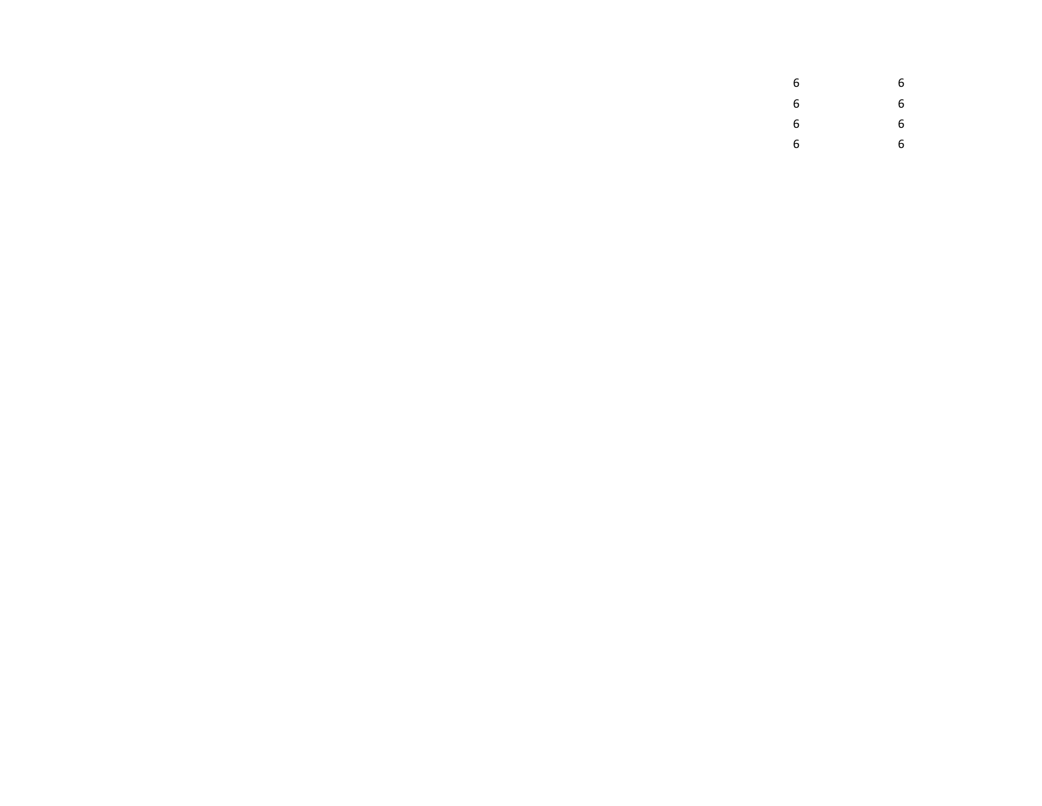| | |
|---|---|
| 6 | 6 |
| 6 | 6 |
| 6 | 6 |
| 6 | 6 |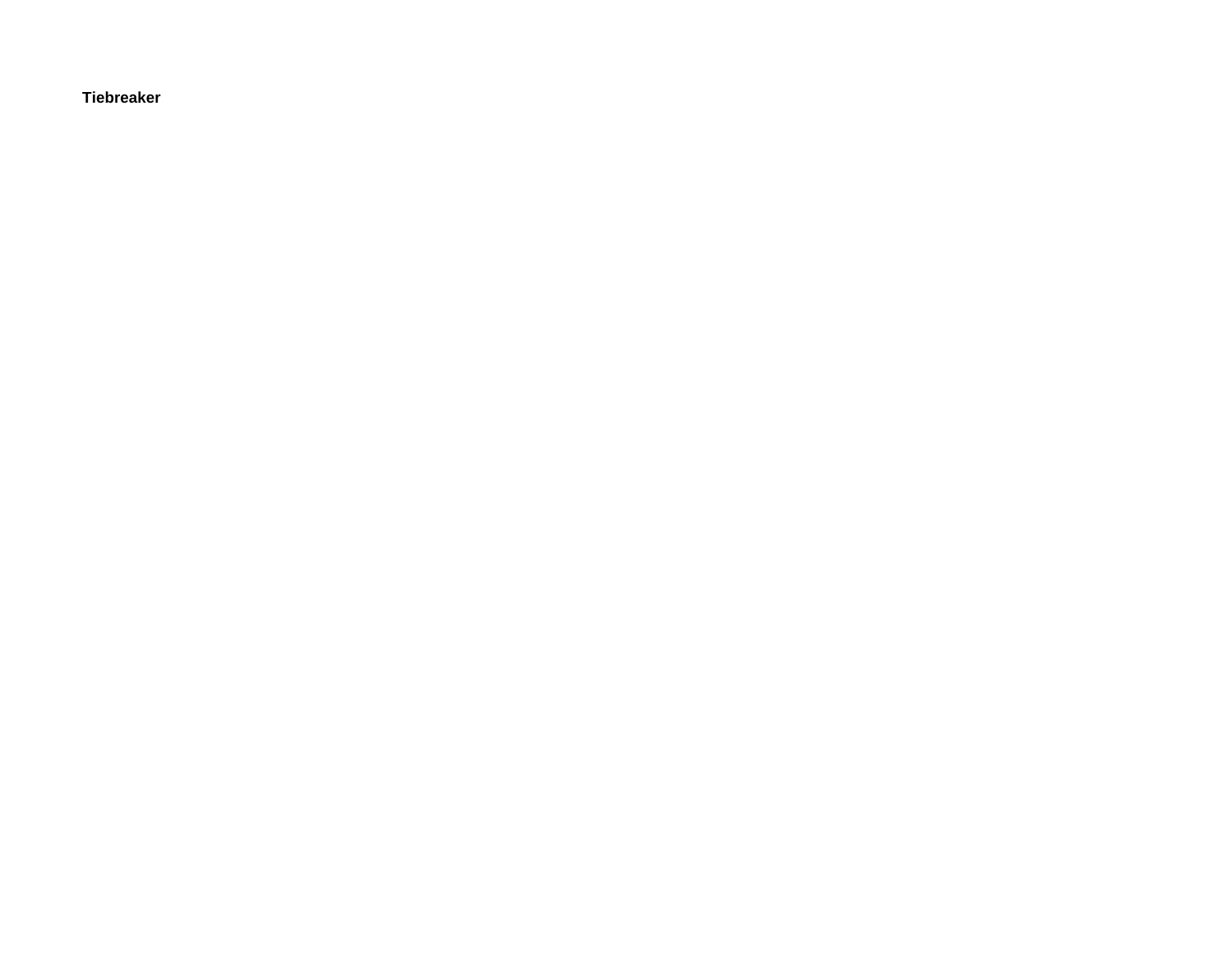**Tiebreaker**